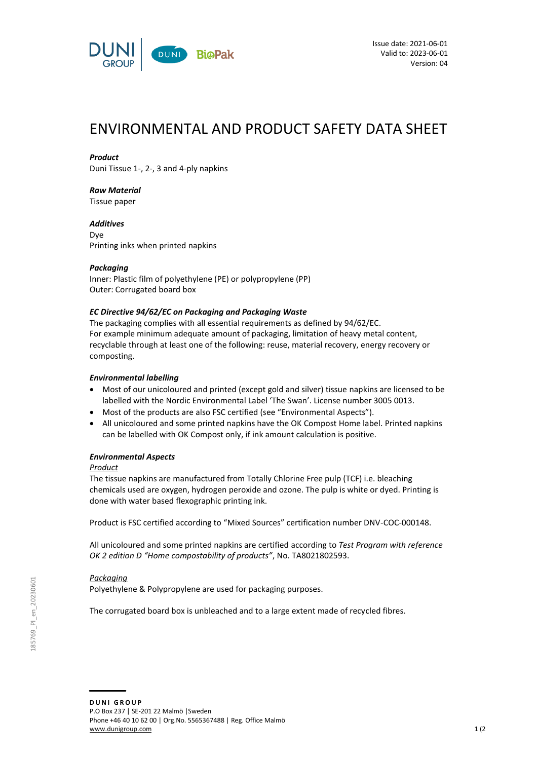Issue date: 2021-06-01
Valid to: 2023-06-01
Version: 04

# ENVIRONMENTAL AND PRODUCT SAFETY DATA SHEET

***Product***
Duni Tissue 1-, 2-, 3 and 4-ply napkins

***Raw Material***
Tissue paper

***Additives***
Dye
Printing inks when printed napkins

***Packaging***
Inner: Plastic film of polyethylene (PE) or polypropylene (PP)
Outer: Corrugated board box

***EC Directive 94/62/EC on Packaging and Packaging Waste***
The packaging complies with all essential requirements as defined by 94/62/EC.
For example minimum adequate amount of packaging, limitation of heavy metal content, recyclable through at least one of the following: reuse, material recovery, energy recovery or composting.

***Environmental labelling***

- Most of our unicoloured and printed (except gold and silver) tissue napkins are licensed to be labelled with the Nordic Environmental Label 'The Swan'. License number 3005 0013.
- Most of the products are also FSC certified (see "Environmental Aspects").
- All unicoloured and some printed napkins have the OK Compost Home label. Printed napkins can be labelled with OK Compost only, if ink amount calculation is positive.

***Environmental Aspects***

Product

The tissue napkins are manufactured from Totally Chlorine Free pulp (TCF) i.e. bleaching chemicals used are oxygen, hydrogen peroxide and ozone. The pulp is white or dyed. Printing is done with water based flexographic printing ink.

Product is FSC certified according to "Mixed Sources" certification number DNV-COC-000148.

All unicoloured and some printed napkins are certified according to *Test Program with reference OK 2 edition D "Home compostability of products"*, No. TA8021802593.

Packaging

Polyethylene & Polypropylene are used for packaging purposes.

The corrugated board box is unbleached and to a large extent made of recycled fibres.

**DUNI GROUP**
P.O Box 237 | SE-201 22 Malmö |Sweden
Phone +46 40 10 62 00 | Org.No. 5565367488 | Reg. Office Malmö
www.dunigroup.com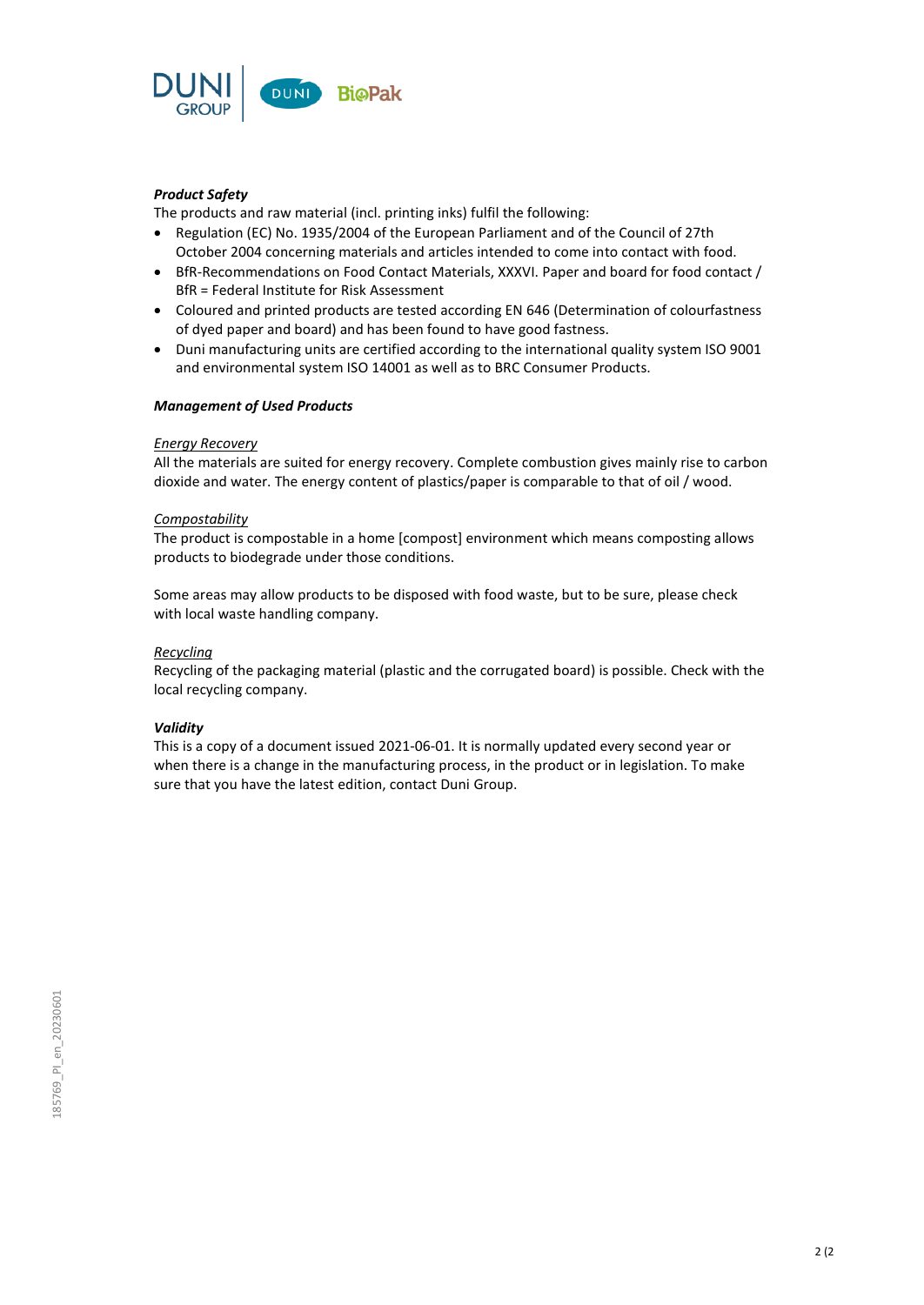***Product Safety***

The products and raw material (incl. printing inks) fulfil the following:

- Regulation (EC) No. 1935/2004 of the European Parliament and of the Council of 27th October 2004 concerning materials and articles intended to come into contact with food.
- BfR-Recommendations on Food Contact Materials, XXXVI. Paper and board for food contact / BfR = Federal Institute for Risk Assessment
- Coloured and printed products are tested according EN 646 (Determination of colourfastness of dyed paper and board) and has been found to have good fastness.
- Duni manufacturing units are certified according to the international quality system ISO 9001 and environmental system ISO 14001 as well as to BRC Consumer Products.

***Management of Used Products***

*Energy Recovery*

All the materials are suited for energy recovery. Complete combustion gives mainly rise to carbon dioxide and water. The energy content of plastics/paper is comparable to that of oil / wood.

*Compostability*

The product is compostable in a home [compost] environment which means composting allows products to biodegrade under those conditions.

Some areas may allow products to be disposed with food waste, but to be sure, please check with local waste handling company.

*Recycling*

Recycling of the packaging material (plastic and the corrugated board) is possible. Check with the local recycling company.

***Validity***

This is a copy of a document issued 2021-06-01. It is normally updated every second year or when there is a change in the manufacturing process, in the product or in legislation. To make sure that you have the latest edition, contact Duni Group.

185769_PI_en_20230601